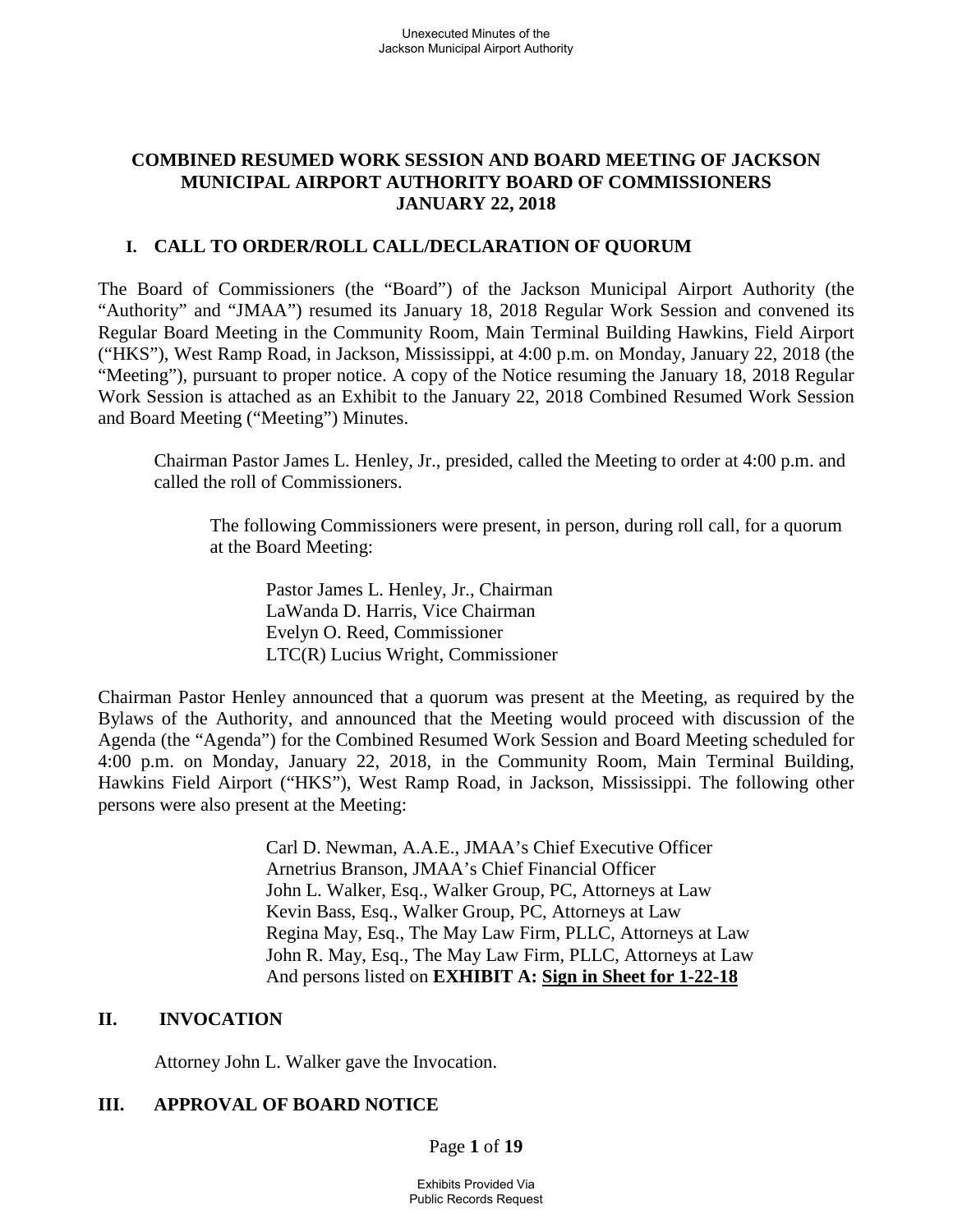# COMBINED RESUMED WORK SESSION AND BOARD MEETING OF JACKSON MUNICIPAL AIRPORT AUTHORITY BOARD OF COMMISSIONERS JANUARY 22, 2018

## I. CALL TO ORDER/ROLL CALL/DECLARATION OF QUORUM

The Board of Commissioners (the "Board") of the Jackson Municipal Airport Authority (the "Authority" and "JMAA") resumed its January 18, 2018 Regular Work Session and convened its Regular Board Meeting in the Community Room, Main Terminal Building Hawkins, Field Airport ("HKS"), West Ramp Road, in Jackson, Mississippi, at 4:00 p.m. on Monday, January 22, 2018 (the "Meeting"), pursuant to proper notice. A copy of the Notice resuming the January 18, 2018 Regular Work Session is attached as an Exhibit to the January 22, 2018 Combined Resumed Work Session and Board Meeting ("Meeting") Minutes.

Chairman Pastor James L. Henley, Jr., presided, called the Meeting to order at 4:00 p.m. and called the roll of Commissioners.

The following Commissioners were present, in person, during roll call, for a quorum at the Board Meeting:

Pastor James L. Henley, Jr., Chairman
LaWanda D. Harris, Vice Chairman
Evelyn O. Reed, Commissioner
LTC(R) Lucius Wright, Commissioner

Chairman Pastor Henley announced that a quorum was present at the Meeting, as required by the Bylaws of the Authority, and announced that the Meeting would proceed with discussion of the Agenda (the "Agenda") for the Combined Resumed Work Session and Board Meeting scheduled for 4:00 p.m. on Monday, January 22, 2018, in the Community Room, Main Terminal Building, Hawkins Field Airport ("HKS"), West Ramp Road, in Jackson, Mississippi. The following other persons were also present at the Meeting:

Carl D. Newman, A.A.E., JMAA's Chief Executive Officer
Arnetrius Branson, JMAA's Chief Financial Officer
John L. Walker, Esq., Walker Group, PC, Attorneys at Law
Kevin Bass, Esq., Walker Group, PC, Attorneys at Law
Regina May, Esq., The May Law Firm, PLLC, Attorneys at Law
John R. May, Esq., The May Law Firm, PLLC, Attorneys at Law
And persons listed on **EXHIBIT A: Sign in Sheet for 1-22-18**

## II. INVOCATION

Attorney John L. Walker gave the Invocation.

## III. APPROVAL OF BOARD NOTICE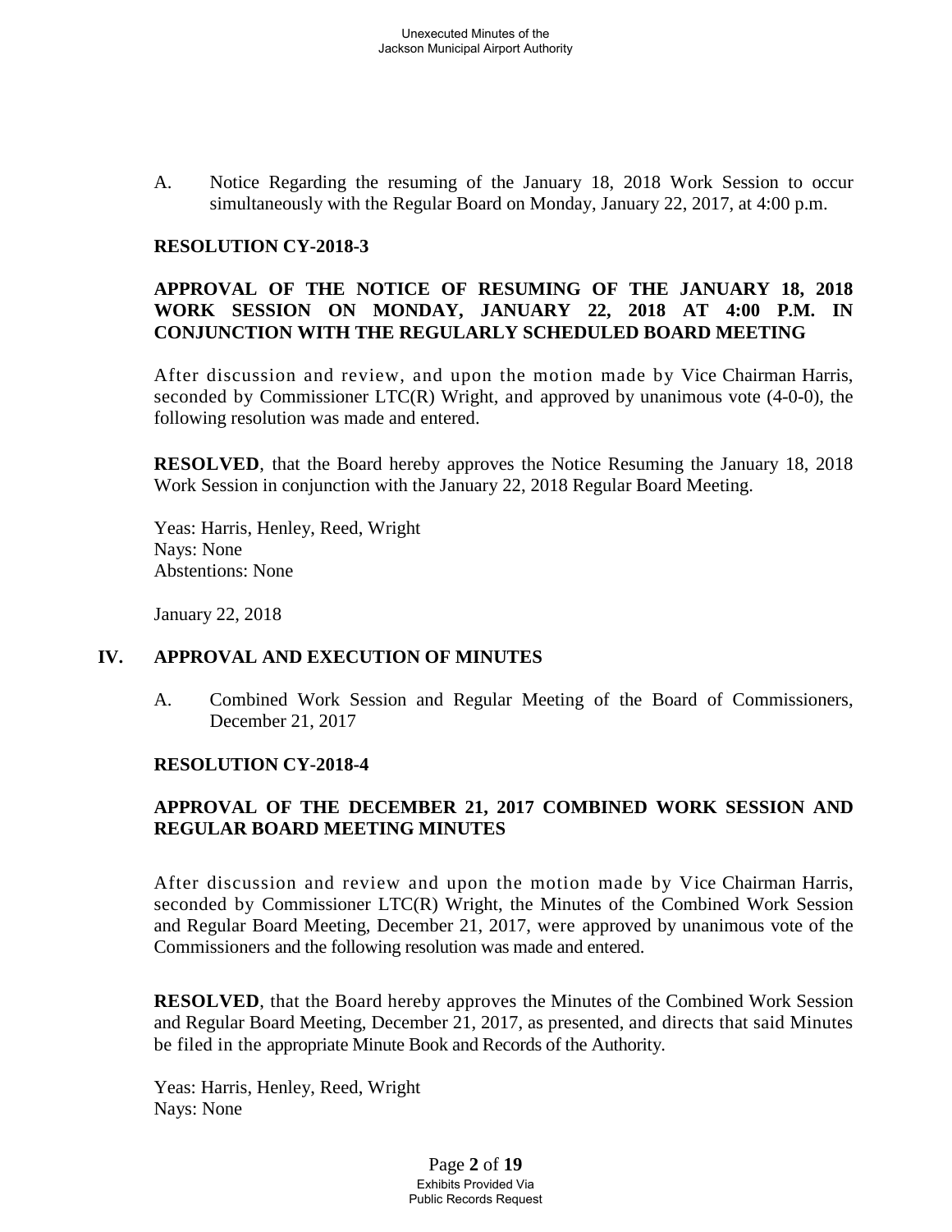A. Notice Regarding the resuming of the January 18, 2018 Work Session to occur simultaneously with the Regular Board on Monday, January 22, 2017, at 4:00 p.m.

**RESOLUTION CY-2018-3**

**APPROVAL OF THE NOTICE OF RESUMING OF THE JANUARY 18, 2018 WORK SESSION ON MONDAY, JANUARY 22, 2018 AT 4:00 P.M. IN CONJUNCTION WITH THE REGULARLY SCHEDULED BOARD MEETING**

After discussion and review, and upon the motion made by Vice Chairman Harris, seconded by Commissioner LTC(R) Wright, and approved by unanimous vote (4-0-0), the following resolution was made and entered.

**RESOLVED**, that the Board hereby approves the Notice Resuming the January 18, 2018 Work Session in conjunction with the January 22, 2018 Regular Board Meeting.

Yeas: Harris, Henley, Reed, Wright
Nays: None
Abstentions: None

January 22, 2018

## IV. APPROVAL AND EXECUTION OF MINUTES

A. Combined Work Session and Regular Meeting of the Board of Commissioners, December 21, 2017

**RESOLUTION CY-2018-4**

**APPROVAL OF THE DECEMBER 21, 2017 COMBINED WORK SESSION AND REGULAR BOARD MEETING MINUTES**

After discussion and review and upon the motion made by Vice Chairman Harris, seconded by Commissioner LTC(R) Wright, the Minutes of the Combined Work Session and Regular Board Meeting, December 21, 2017, were approved by unanimous vote of the Commissioners and the following resolution was made and entered.

**RESOLVED**, that the Board hereby approves the Minutes of the Combined Work Session and Regular Board Meeting, December 21, 2017, as presented, and directs that said Minutes be filed in the appropriate Minute Book and Records of the Authority.

Yeas: Harris, Henley, Reed, Wright
Nays: None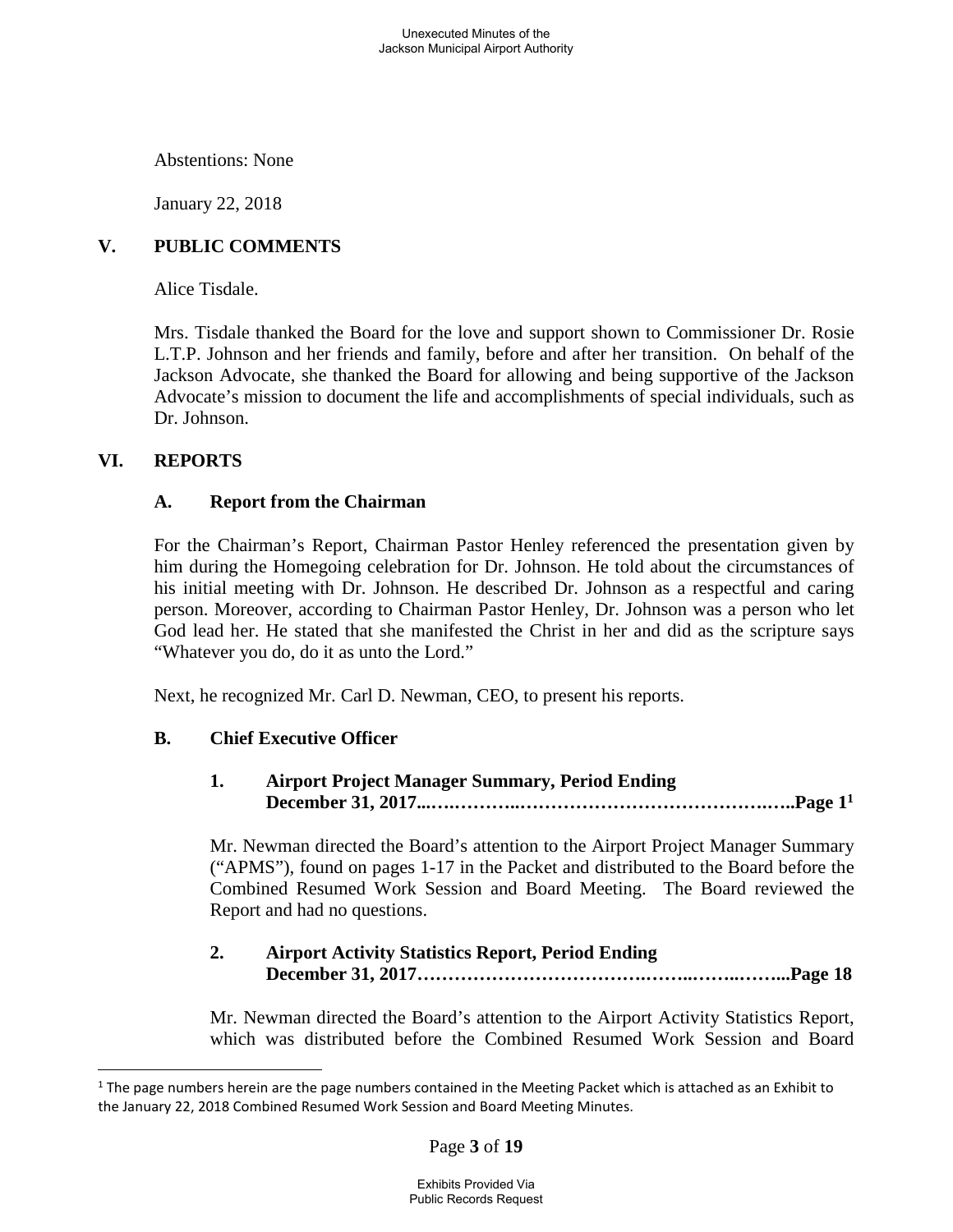Abstentions: None

January 22, 2018

## V. PUBLIC COMMENTS

Alice Tisdale.

Mrs. Tisdale thanked the Board for the love and support shown to Commissioner Dr. Rosie L.T.P. Johnson and her friends and family, before and after her transition. On behalf of the Jackson Advocate, she thanked the Board for allowing and being supportive of the Jackson Advocate's mission to document the life and accomplishments of special individuals, such as Dr. Johnson.

## VI. REPORTS

### A. Report from the Chairman

For the Chairman's Report, Chairman Pastor Henley referenced the presentation given by him during the Homegoing celebration for Dr. Johnson. He told about the circumstances of his initial meeting with Dr. Johnson. He described Dr. Johnson as a respectful and caring person. Moreover, according to Chairman Pastor Henley, Dr. Johnson was a person who let God lead her. He stated that she manifested the Christ in her and did as the scripture says "Whatever you do, do it as unto the Lord."

Next, he recognized Mr. Carl D. Newman, CEO, to present his reports.

### B. Chief Executive Officer

#### 1. Airport Project Manager Summary, Period Ending December 31, 2017...…………..……………………………….…..Page 1[1]

Mr. Newman directed the Board's attention to the Airport Project Manager Summary ("APMS"), found on pages 1-17 in the Packet and distributed to the Board before the Combined Resumed Work Session and Board Meeting. The Board reviewed the Report and had no questions.

#### 2. Airport Activity Statistics Report, Period Ending December 31, 2017…………………………….……..……..……...Page 18

Mr. Newman directed the Board's attention to the Airport Activity Statistics Report, which was distributed before the Combined Resumed Work Session and Board

---

[1] The page numbers herein are the page numbers contained in the Meeting Packet which is attached as an Exhibit to the January 22, 2018 Combined Resumed Work Session and Board Meeting Minutes.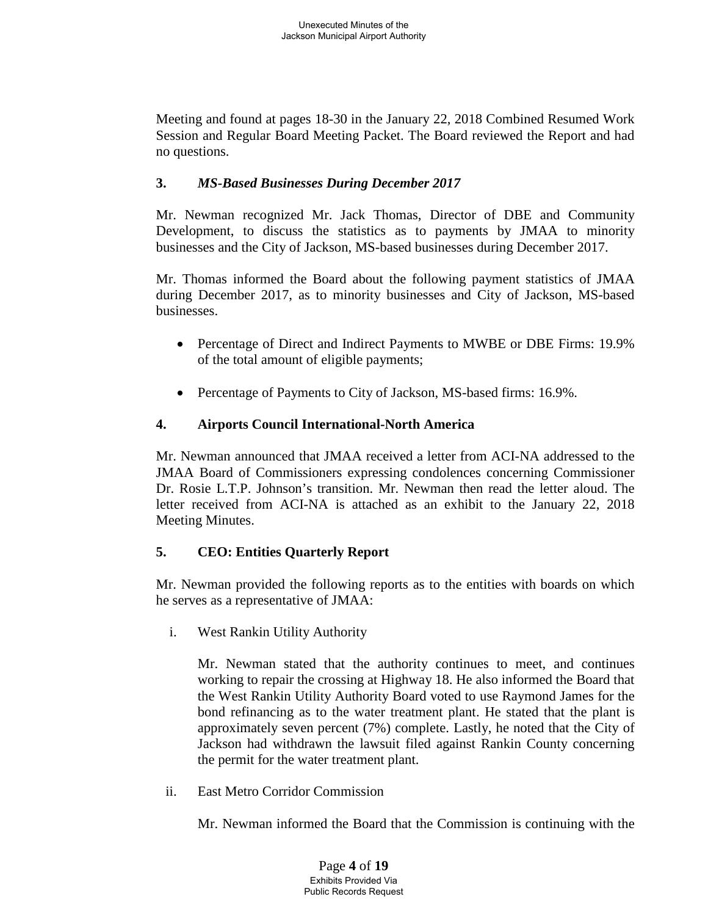Meeting and found at pages 18-30 in the January 22, 2018 Combined Resumed Work Session and Regular Board Meeting Packet. The Board reviewed the Report and had no questions.

### 3. *MS-Based Businesses During December 2017*

Mr. Newman recognized Mr. Jack Thomas, Director of DBE and Community Development, to discuss the statistics as to payments by JMAA to minority businesses and the City of Jackson, MS-based businesses during December 2017.

Mr. Thomas informed the Board about the following payment statistics of JMAA during December 2017, as to minority businesses and City of Jackson, MS-based businesses.

- Percentage of Direct and Indirect Payments to MWBE or DBE Firms: 19.9% of the total amount of eligible payments;
- Percentage of Payments to City of Jackson, MS-based firms: 16.9%.

### 4. Airports Council International-North America

Mr. Newman announced that JMAA received a letter from ACI-NA addressed to the JMAA Board of Commissioners expressing condolences concerning Commissioner Dr. Rosie L.T.P. Johnson's transition. Mr. Newman then read the letter aloud. The letter received from ACI-NA is attached as an exhibit to the January 22, 2018 Meeting Minutes.

### 5. CEO: Entities Quarterly Report

Mr. Newman provided the following reports as to the entities with boards on which he serves as a representative of JMAA:

i. West Rankin Utility Authority

Mr. Newman stated that the authority continues to meet, and continues working to repair the crossing at Highway 18. He also informed the Board that the West Rankin Utility Authority Board voted to use Raymond James for the bond refinancing as to the water treatment plant. He stated that the plant is approximately seven percent (7%) complete. Lastly, he noted that the City of Jackson had withdrawn the lawsuit filed against Rankin County concerning the permit for the water treatment plant.

ii. East Metro Corridor Commission

Mr. Newman informed the Board that the Commission is continuing with the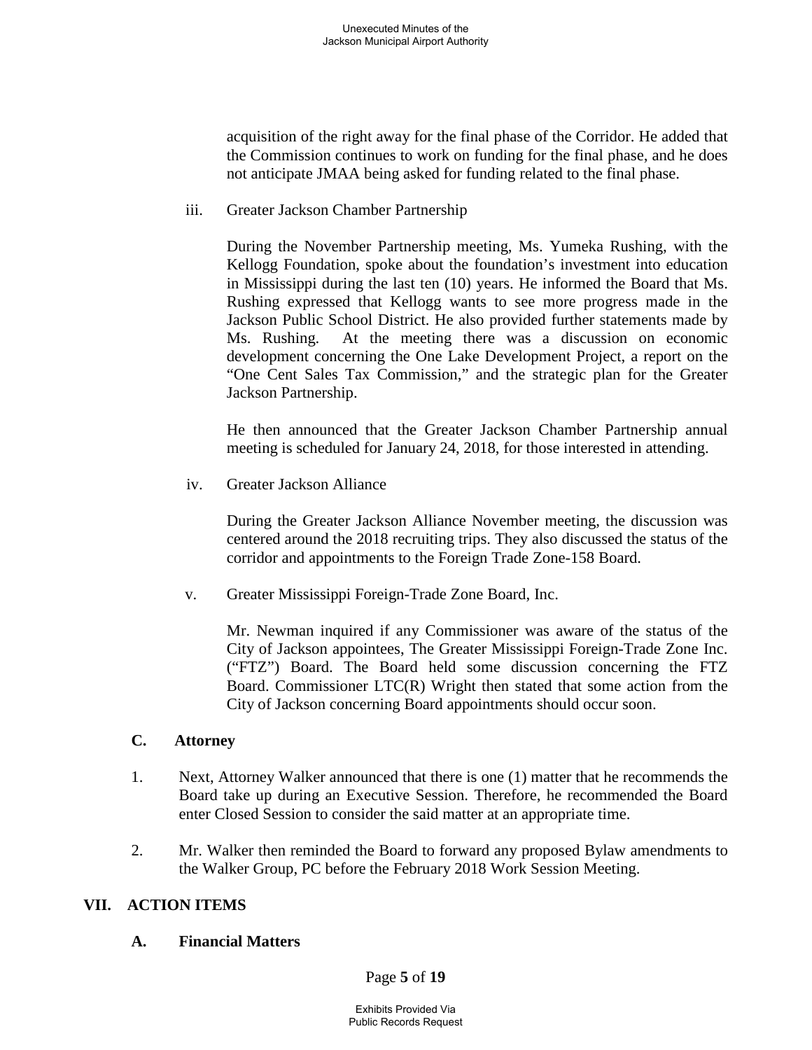acquisition of the right away for the final phase of the Corridor. He added that the Commission continues to work on funding for the final phase, and he does not anticipate JMAA being asked for funding related to the final phase.

iii. Greater Jackson Chamber Partnership

During the November Partnership meeting, Ms. Yumeka Rushing, with the Kellogg Foundation, spoke about the foundation's investment into education in Mississippi during the last ten (10) years. He informed the Board that Ms. Rushing expressed that Kellogg wants to see more progress made in the Jackson Public School District. He also provided further statements made by Ms. Rushing. At the meeting there was a discussion on economic development concerning the One Lake Development Project, a report on the "One Cent Sales Tax Commission," and the strategic plan for the Greater Jackson Partnership.

He then announced that the Greater Jackson Chamber Partnership annual meeting is scheduled for January 24, 2018, for those interested in attending.

iv. Greater Jackson Alliance

During the Greater Jackson Alliance November meeting, the discussion was centered around the 2018 recruiting trips. They also discussed the status of the corridor and appointments to the Foreign Trade Zone-158 Board.

v. Greater Mississippi Foreign-Trade Zone Board, Inc.

Mr. Newman inquired if any Commissioner was aware of the status of the City of Jackson appointees, The Greater Mississippi Foreign-Trade Zone Inc. ("FTZ") Board. The Board held some discussion concerning the FTZ Board. Commissioner LTC(R) Wright then stated that some action from the City of Jackson concerning Board appointments should occur soon.

### C. Attorney

1. Next, Attorney Walker announced that there is one (1) matter that he recommends the Board take up during an Executive Session. Therefore, he recommended the Board enter Closed Session to consider the said matter at an appropriate time.

2. Mr. Walker then reminded the Board to forward any proposed Bylaw amendments to the Walker Group, PC before the February 2018 Work Session Meeting.

## VII. ACTION ITEMS

### A. Financial Matters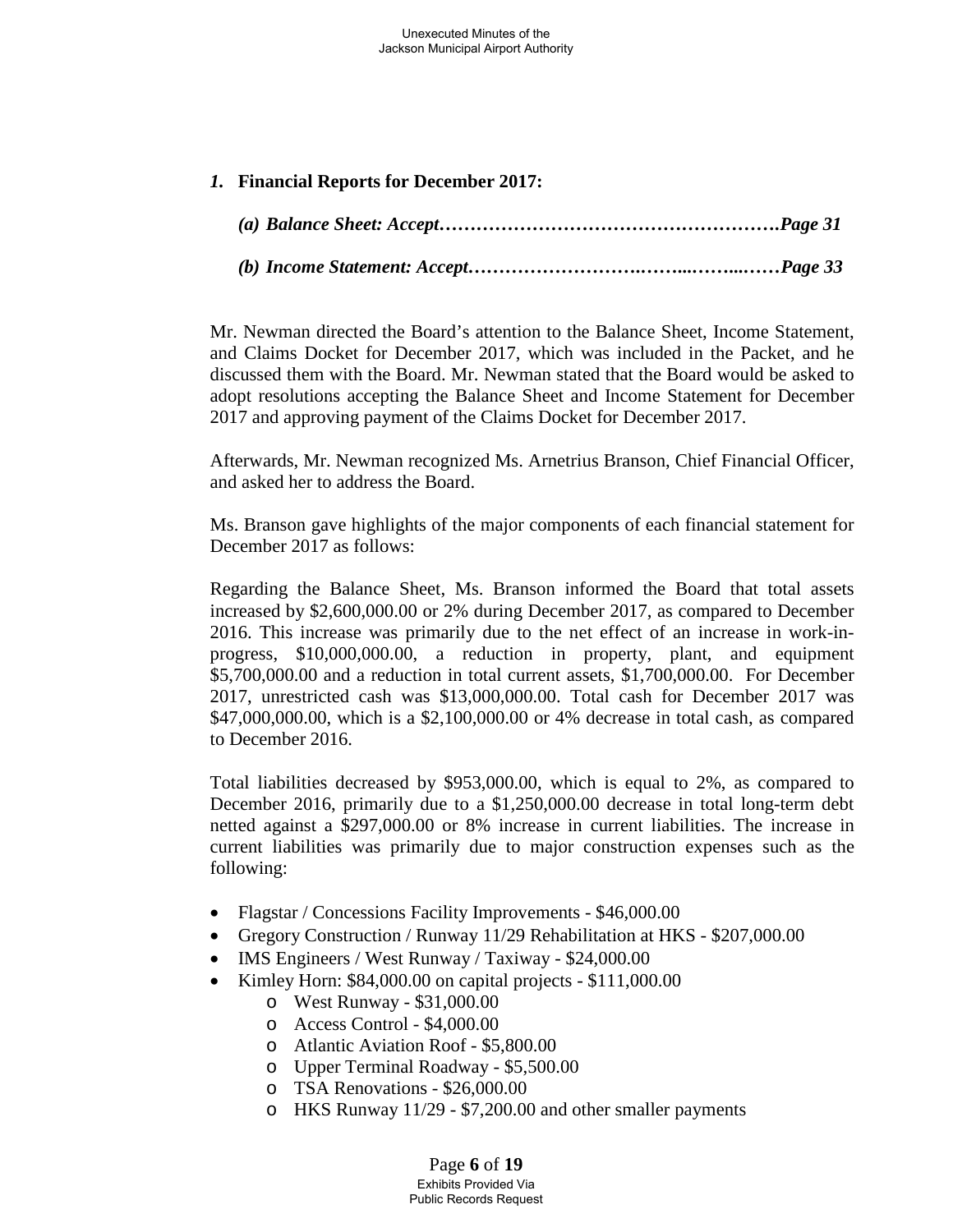*1.* **Financial Reports for December 2017:**

***(a) Balance Sheet: Accept……………………………………………….Page 31***

***(b) Income Statement: Accept………………………..……...……...……Page 33***

Mr. Newman directed the Board's attention to the Balance Sheet, Income Statement, and Claims Docket for December 2017, which was included in the Packet, and he discussed them with the Board. Mr. Newman stated that the Board would be asked to adopt resolutions accepting the Balance Sheet and Income Statement for December 2017 and approving payment of the Claims Docket for December 2017.

Afterwards, Mr. Newman recognized Ms. Arnetrius Branson, Chief Financial Officer, and asked her to address the Board.

Ms. Branson gave highlights of the major components of each financial statement for December 2017 as follows:

Regarding the Balance Sheet, Ms. Branson informed the Board that total assets increased by $2,600,000.00 or 2% during December 2017, as compared to December 2016. This increase was primarily due to the net effect of an increase in work-in-progress, $10,000,000.00, a reduction in property, plant, and equipment $5,700,000.00 and a reduction in total current assets, $1,700,000.00. For December 2017, unrestricted cash was $13,000,000.00. Total cash for December 2017 was $47,000,000.00, which is a $2,100,000.00 or 4% decrease in total cash, as compared to December 2016.

Total liabilities decreased by $953,000.00, which is equal to 2%, as compared to December 2016, primarily due to a $1,250,000.00 decrease in total long-term debt netted against a $297,000.00 or 8% increase in current liabilities. The increase in current liabilities was primarily due to major construction expenses such as the following:

- Flagstar / Concessions Facility Improvements - $46,000.00
- Gregory Construction / Runway 11/29 Rehabilitation at HKS - $207,000.00
- IMS Engineers / West Runway / Taxiway - $24,000.00
- Kimley Horn: $84,000.00 on capital projects - $111,000.00
  - West Runway - $31,000.00
  - Access Control - $4,000.00
  - Atlantic Aviation Roof - $5,800.00
  - Upper Terminal Roadway - $5,500.00
  - TSA Renovations - $26,000.00
  - HKS Runway 11/29 - $7,200.00 and other smaller payments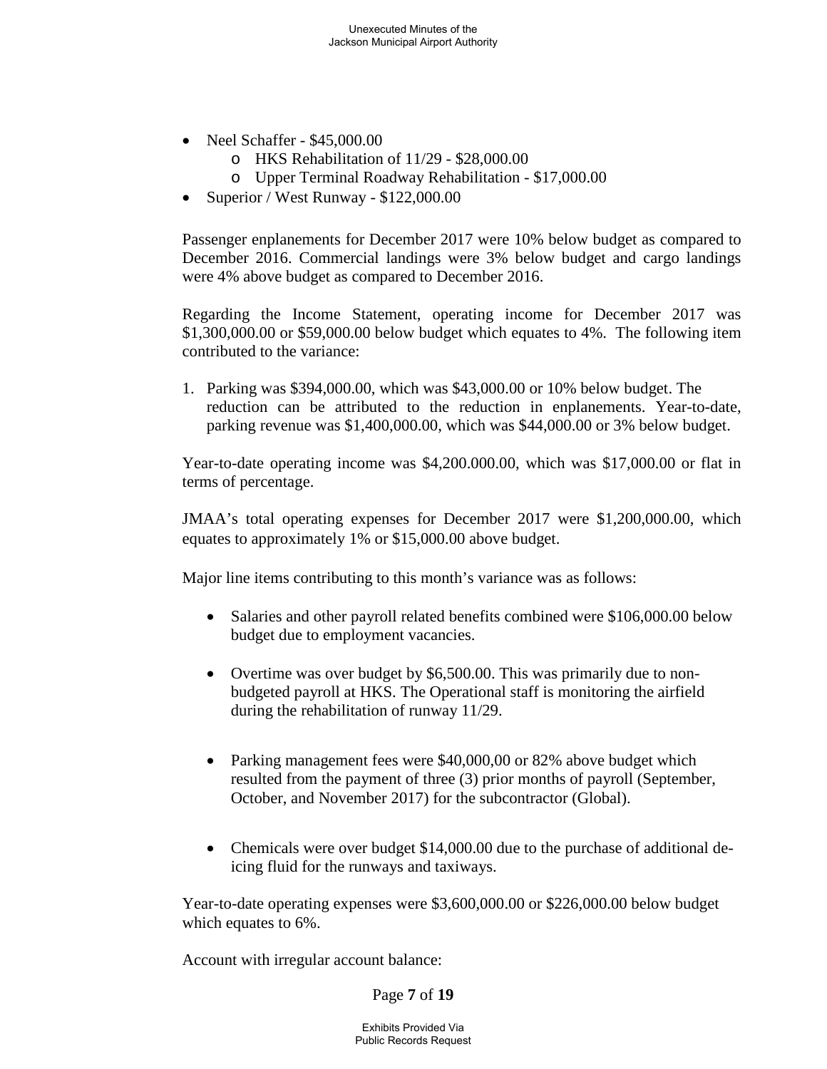- Neel Schaffer - $45,000.00
  - HKS Rehabilitation of 11/29 - $28,000.00
  - Upper Terminal Roadway Rehabilitation - $17,000.00
- Superior / West Runway - $122,000.00

Passenger enplanements for December 2017 were 10% below budget as compared to December 2016. Commercial landings were 3% below budget and cargo landings were 4% above budget as compared to December 2016.

Regarding the Income Statement, operating income for December 2017 was $1,300,000.00 or $59,000.00 below budget which equates to 4%. The following item contributed to the variance:

1. Parking was $394,000.00, which was $43,000.00 or 10% below budget. The reduction can be attributed to the reduction in enplanements. Year-to-date, parking revenue was $1,400,000.00, which was $44,000.00 or 3% below budget.

Year-to-date operating income was $4,200.000.00, which was $17,000.00 or flat in terms of percentage.

JMAA's total operating expenses for December 2017 were $1,200,000.00, which equates to approximately 1% or $15,000.00 above budget.

Major line items contributing to this month's variance was as follows:

- Salaries and other payroll related benefits combined were $106,000.00 below budget due to employment vacancies.
- Overtime was over budget by $6,500.00. This was primarily due to non-budgeted payroll at HKS. The Operational staff is monitoring the airfield during the rehabilitation of runway 11/29.
- Parking management fees were $40,000,00 or 82% above budget which resulted from the payment of three (3) prior months of payroll (September, October, and November 2017) for the subcontractor (Global).
- Chemicals were over budget $14,000.00 due to the purchase of additional de-icing fluid for the runways and taxiways.

Year-to-date operating expenses were $3,600,000.00 or $226,000.00 below budget which equates to 6%.

Account with irregular account balance: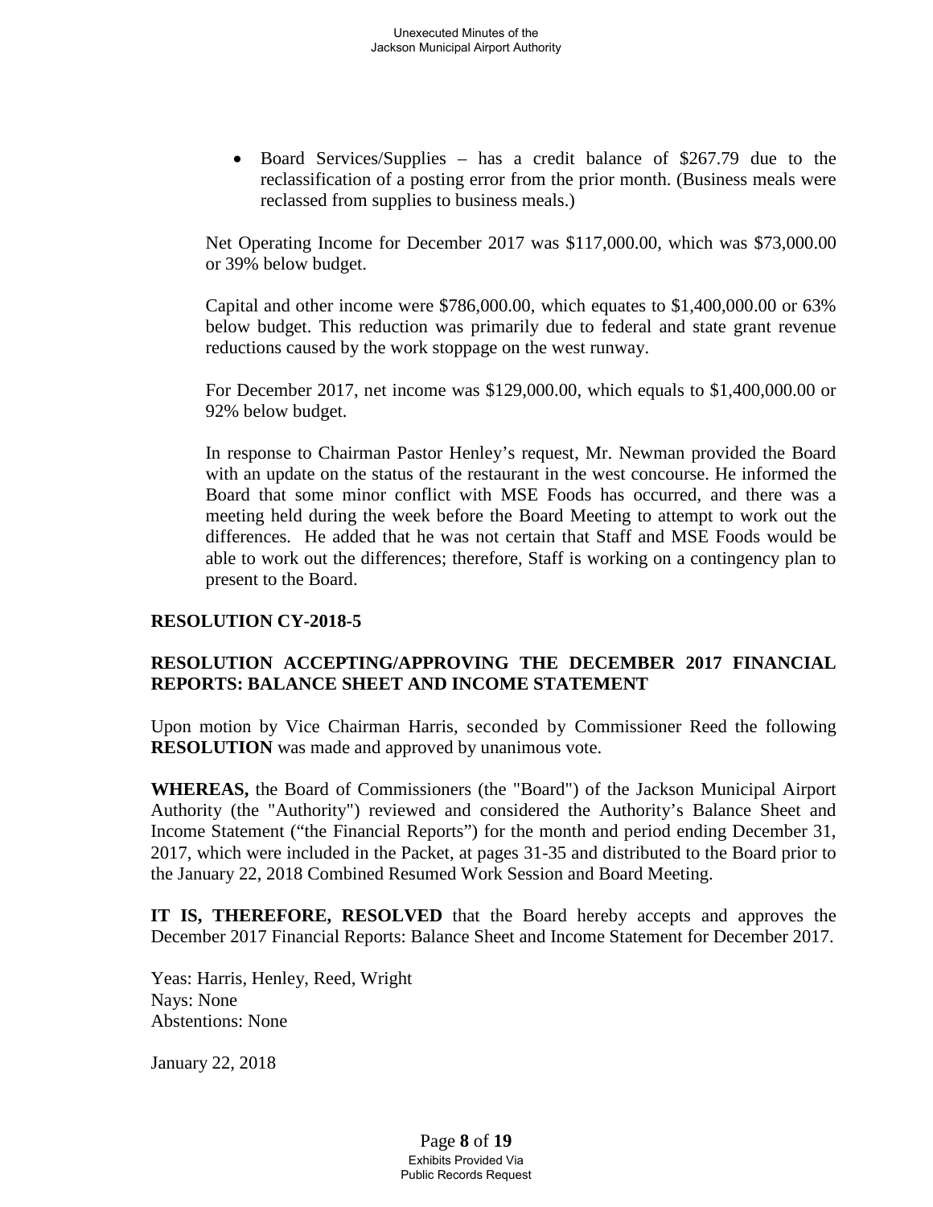- Board Services/Supplies – has a credit balance of $267.79 due to the reclassification of a posting error from the prior month. (Business meals were reclassed from supplies to business meals.)

Net Operating Income for December 2017 was $117,000.00, which was $73,000.00 or 39% below budget.

Capital and other income were $786,000.00, which equates to $1,400,000.00 or 63% below budget. This reduction was primarily due to federal and state grant revenue reductions caused by the work stoppage on the west runway.

For December 2017, net income was $129,000.00, which equals to $1,400,000.00 or 92% below budget.

In response to Chairman Pastor Henley's request, Mr. Newman provided the Board with an update on the status of the restaurant in the west concourse. He informed the Board that some minor conflict with MSE Foods has occurred, and there was a meeting held during the week before the Board Meeting to attempt to work out the differences. He added that he was not certain that Staff and MSE Foods would be able to work out the differences; therefore, Staff is working on a contingency plan to present to the Board.

**RESOLUTION CY-2018-5**

**RESOLUTION ACCEPTING/APPROVING THE DECEMBER 2017 FINANCIAL REPORTS: BALANCE SHEET AND INCOME STATEMENT**

Upon motion by Vice Chairman Harris, seconded by Commissioner Reed the following **RESOLUTION** was made and approved by unanimous vote.

**WHEREAS,** the Board of Commissioners (the "Board") of the Jackson Municipal Airport Authority (the "Authority") reviewed and considered the Authority's Balance Sheet and Income Statement ("the Financial Reports") for the month and period ending December 31, 2017, which were included in the Packet, at pages 31-35 and distributed to the Board prior to the January 22, 2018 Combined Resumed Work Session and Board Meeting.

**IT IS, THEREFORE, RESOLVED** that the Board hereby accepts and approves the December 2017 Financial Reports: Balance Sheet and Income Statement for December 2017.

Yeas: Harris, Henley, Reed, Wright
Nays: None
Abstentions: None

January 22, 2018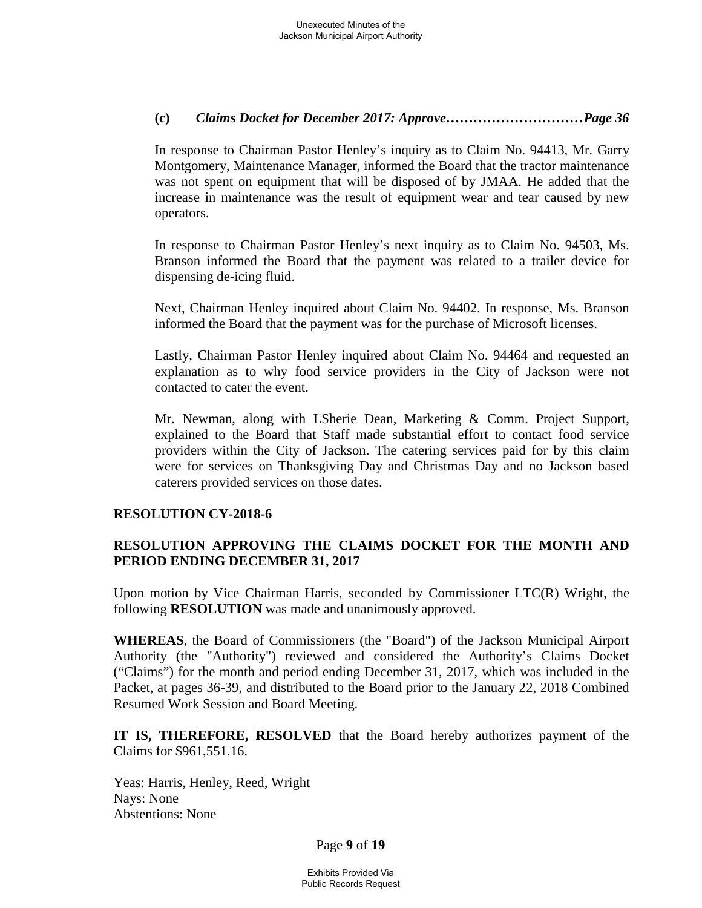**(c)** ***Claims Docket for December 2017: Approve…………………………Page 36***

In response to Chairman Pastor Henley's inquiry as to Claim No. 94413, Mr. Garry Montgomery, Maintenance Manager, informed the Board that the tractor maintenance was not spent on equipment that will be disposed of by JMAA. He added that the increase in maintenance was the result of equipment wear and tear caused by new operators.

In response to Chairman Pastor Henley's next inquiry as to Claim No. 94503, Ms. Branson informed the Board that the payment was related to a trailer device for dispensing de-icing fluid.

Next, Chairman Henley inquired about Claim No. 94402. In response, Ms. Branson informed the Board that the payment was for the purchase of Microsoft licenses.

Lastly, Chairman Pastor Henley inquired about Claim No. 94464 and requested an explanation as to why food service providers in the City of Jackson were not contacted to cater the event.

Mr. Newman, along with LSherie Dean, Marketing & Comm. Project Support, explained to the Board that Staff made substantial effort to contact food service providers within the City of Jackson. The catering services paid for by this claim were for services on Thanksgiving Day and Christmas Day and no Jackson based caterers provided services on those dates.

**RESOLUTION CY-2018-6**

**RESOLUTION APPROVING THE CLAIMS DOCKET FOR THE MONTH AND PERIOD ENDING DECEMBER 31, 2017**

Upon motion by Vice Chairman Harris, seconded by Commissioner LTC(R) Wright, the following **RESOLUTION** was made and unanimously approved.

**WHEREAS**, the Board of Commissioners (the "Board") of the Jackson Municipal Airport Authority (the "Authority") reviewed and considered the Authority's Claims Docket ("Claims") for the month and period ending December 31, 2017, which was included in the Packet, at pages 36-39, and distributed to the Board prior to the January 22, 2018 Combined Resumed Work Session and Board Meeting.

**IT IS, THEREFORE, RESOLVED** that the Board hereby authorizes payment of the Claims for $961,551.16.

Yeas: Harris, Henley, Reed, Wright
Nays: None
Abstentions: None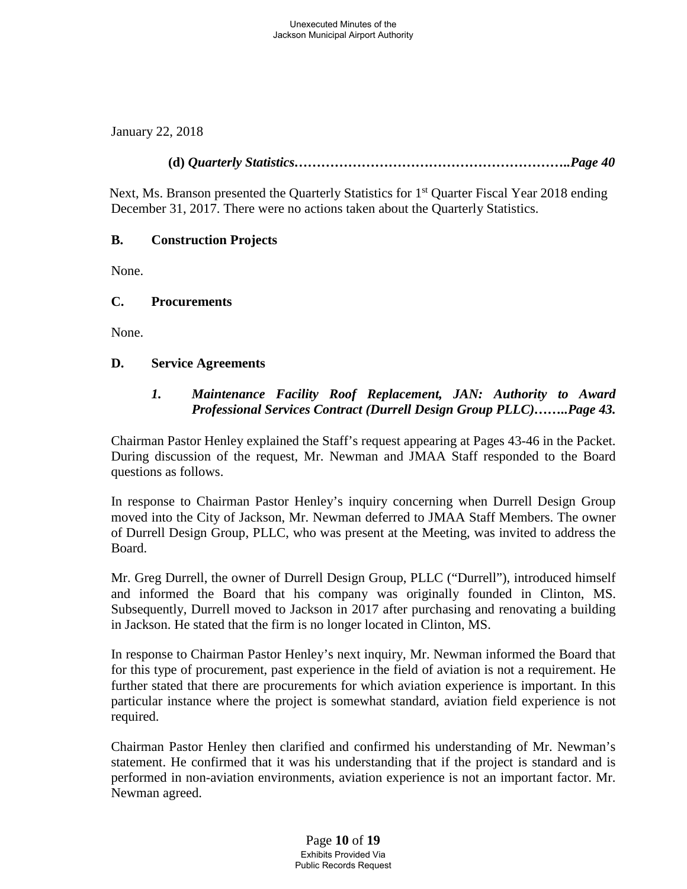January 22, 2018

**(d)** ***Quarterly Statistics……………………………………………………..Page 40***

Next, Ms. Branson presented the Quarterly Statistics for 1st Quarter Fiscal Year 2018 ending December 31, 2017. There were no actions taken about the Quarterly Statistics.

**B. Construction Projects**

None.

**C. Procurements**

None.

**D. Service Agreements**

***1. Maintenance Facility Roof Replacement, JAN: Authority to Award Professional Services Contract (Durrell Design Group PLLC)……..Page 43.***

Chairman Pastor Henley explained the Staff's request appearing at Pages 43-46 in the Packet. During discussion of the request, Mr. Newman and JMAA Staff responded to the Board questions as follows.

In response to Chairman Pastor Henley's inquiry concerning when Durrell Design Group moved into the City of Jackson, Mr. Newman deferred to JMAA Staff Members. The owner of Durrell Design Group, PLLC, who was present at the Meeting, was invited to address the Board.

Mr. Greg Durrell, the owner of Durrell Design Group, PLLC ("Durrell"), introduced himself and informed the Board that his company was originally founded in Clinton, MS. Subsequently, Durrell moved to Jackson in 2017 after purchasing and renovating a building in Jackson. He stated that the firm is no longer located in Clinton, MS.

In response to Chairman Pastor Henley's next inquiry, Mr. Newman informed the Board that for this type of procurement, past experience in the field of aviation is not a requirement. He further stated that there are procurements for which aviation experience is important. In this particular instance where the project is somewhat standard, aviation field experience is not required.

Chairman Pastor Henley then clarified and confirmed his understanding of Mr. Newman's statement. He confirmed that it was his understanding that if the project is standard and is performed in non-aviation environments, aviation experience is not an important factor. Mr. Newman agreed.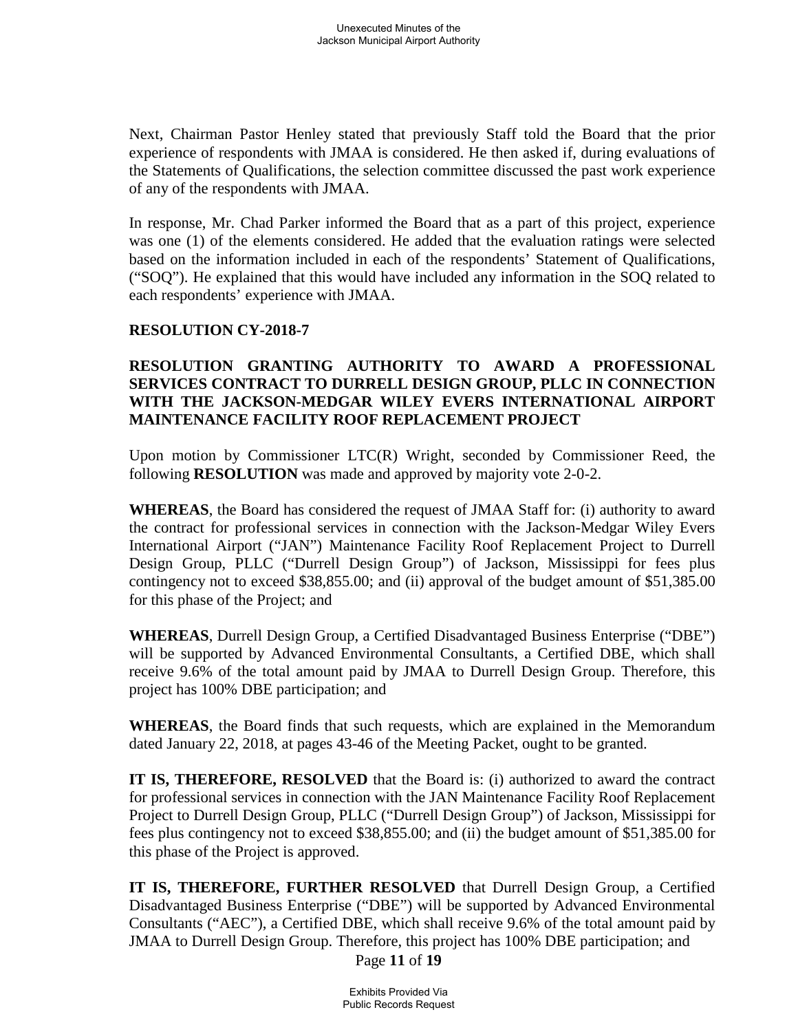Next, Chairman Pastor Henley stated that previously Staff told the Board that the prior experience of respondents with JMAA is considered. He then asked if, during evaluations of the Statements of Qualifications, the selection committee discussed the past work experience of any of the respondents with JMAA.

In response, Mr. Chad Parker informed the Board that as a part of this project, experience was one (1) of the elements considered. He added that the evaluation ratings were selected based on the information included in each of the respondents' Statement of Qualifications, ("SOQ"). He explained that this would have included any information in the SOQ related to each respondents' experience with JMAA.

**RESOLUTION CY-2018-7**

**RESOLUTION GRANTING AUTHORITY TO AWARD A PROFESSIONAL SERVICES CONTRACT TO DURRELL DESIGN GROUP, PLLC IN CONNECTION WITH THE JACKSON-MEDGAR WILEY EVERS INTERNATIONAL AIRPORT MAINTENANCE FACILITY ROOF REPLACEMENT PROJECT**

Upon motion by Commissioner LTC(R) Wright, seconded by Commissioner Reed, the following **RESOLUTION** was made and approved by majority vote 2-0-2.

**WHEREAS**, the Board has considered the request of JMAA Staff for: (i) authority to award the contract for professional services in connection with the Jackson-Medgar Wiley Evers International Airport ("JAN") Maintenance Facility Roof Replacement Project to Durrell Design Group, PLLC ("Durrell Design Group") of Jackson, Mississippi for fees plus contingency not to exceed $38,855.00; and (ii) approval of the budget amount of $51,385.00 for this phase of the Project; and

**WHEREAS**, Durrell Design Group, a Certified Disadvantaged Business Enterprise ("DBE") will be supported by Advanced Environmental Consultants, a Certified DBE, which shall receive 9.6% of the total amount paid by JMAA to Durrell Design Group. Therefore, this project has 100% DBE participation; and

**WHEREAS**, the Board finds that such requests, which are explained in the Memorandum dated January 22, 2018, at pages 43-46 of the Meeting Packet, ought to be granted.

**IT IS, THEREFORE, RESOLVED** that the Board is: (i) authorized to award the contract for professional services in connection with the JAN Maintenance Facility Roof Replacement Project to Durrell Design Group, PLLC ("Durrell Design Group") of Jackson, Mississippi for fees plus contingency not to exceed $38,855.00; and (ii) the budget amount of $51,385.00 for this phase of the Project is approved.

**IT IS, THEREFORE, FURTHER RESOLVED** that Durrell Design Group, a Certified Disadvantaged Business Enterprise ("DBE") will be supported by Advanced Environmental Consultants ("AEC"), a Certified DBE, which shall receive 9.6% of the total amount paid by JMAA to Durrell Design Group. Therefore, this project has 100% DBE participation; and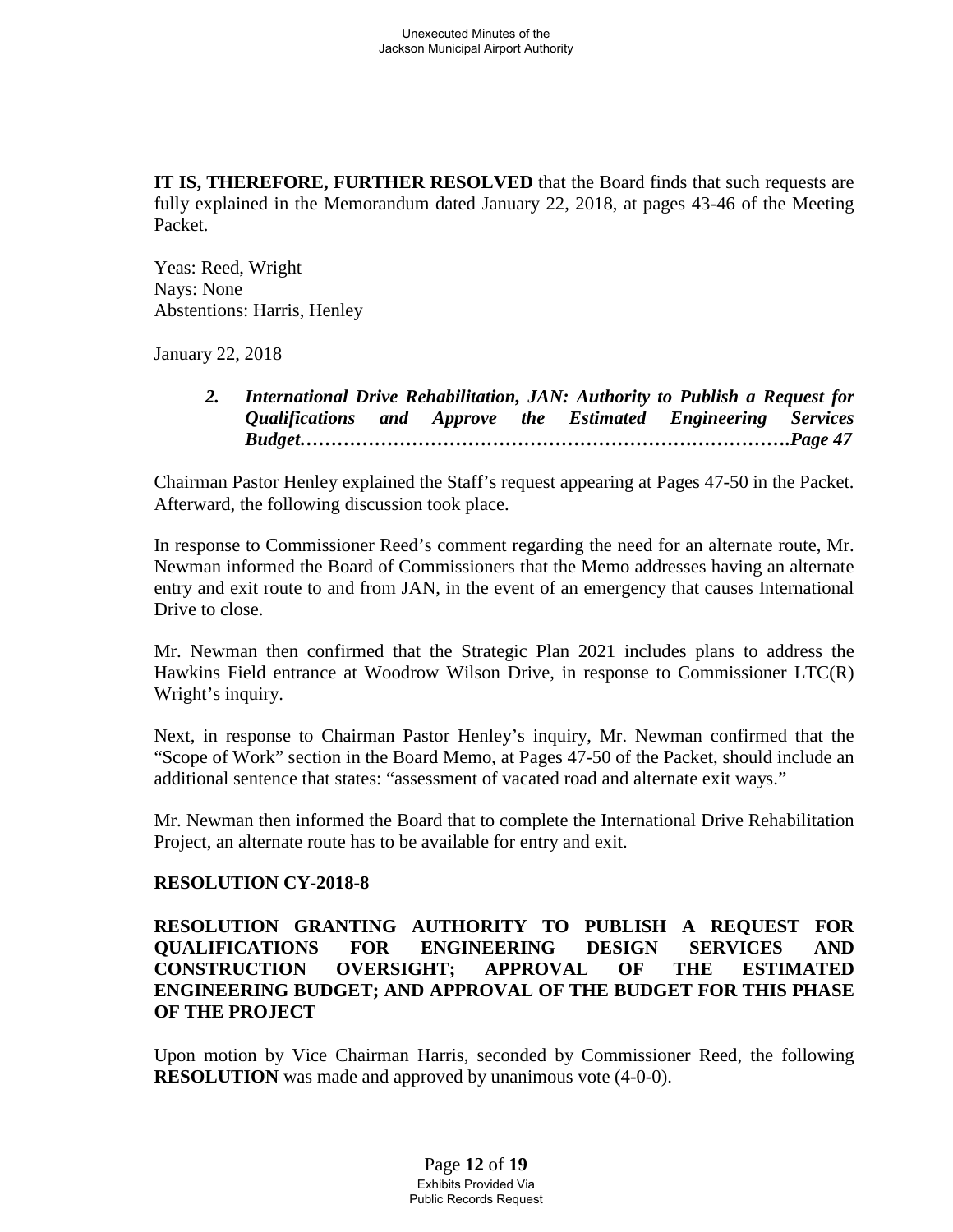**IT IS, THEREFORE, FURTHER RESOLVED** that the Board finds that such requests are fully explained in the Memorandum dated January 22, 2018, at pages 43-46 of the Meeting Packet.

Yeas: Reed, Wright
Nays: None
Abstentions: Harris, Henley

January 22, 2018

> ***2. International Drive Rehabilitation, JAN: Authority to Publish a Request for Qualifications and Approve the Estimated Engineering Services Budget……………………………………………………………………Page 47***

Chairman Pastor Henley explained the Staff's request appearing at Pages 47-50 in the Packet. Afterward, the following discussion took place.

In response to Commissioner Reed's comment regarding the need for an alternate route, Mr. Newman informed the Board of Commissioners that the Memo addresses having an alternate entry and exit route to and from JAN, in the event of an emergency that causes International Drive to close.

Mr. Newman then confirmed that the Strategic Plan 2021 includes plans to address the Hawkins Field entrance at Woodrow Wilson Drive, in response to Commissioner LTC(R) Wright's inquiry.

Next, in response to Chairman Pastor Henley's inquiry, Mr. Newman confirmed that the "Scope of Work" section in the Board Memo, at Pages 47-50 of the Packet, should include an additional sentence that states: "assessment of vacated road and alternate exit ways."

Mr. Newman then informed the Board that to complete the International Drive Rehabilitation Project, an alternate route has to be available for entry and exit.

**RESOLUTION CY-2018-8**

**RESOLUTION GRANTING AUTHORITY TO PUBLISH A REQUEST FOR QUALIFICATIONS FOR ENGINEERING DESIGN SERVICES AND CONSTRUCTION OVERSIGHT; APPROVAL OF THE ESTIMATED ENGINEERING BUDGET; AND APPROVAL OF THE BUDGET FOR THIS PHASE OF THE PROJECT**

Upon motion by Vice Chairman Harris, seconded by Commissioner Reed, the following **RESOLUTION** was made and approved by unanimous vote (4-0-0).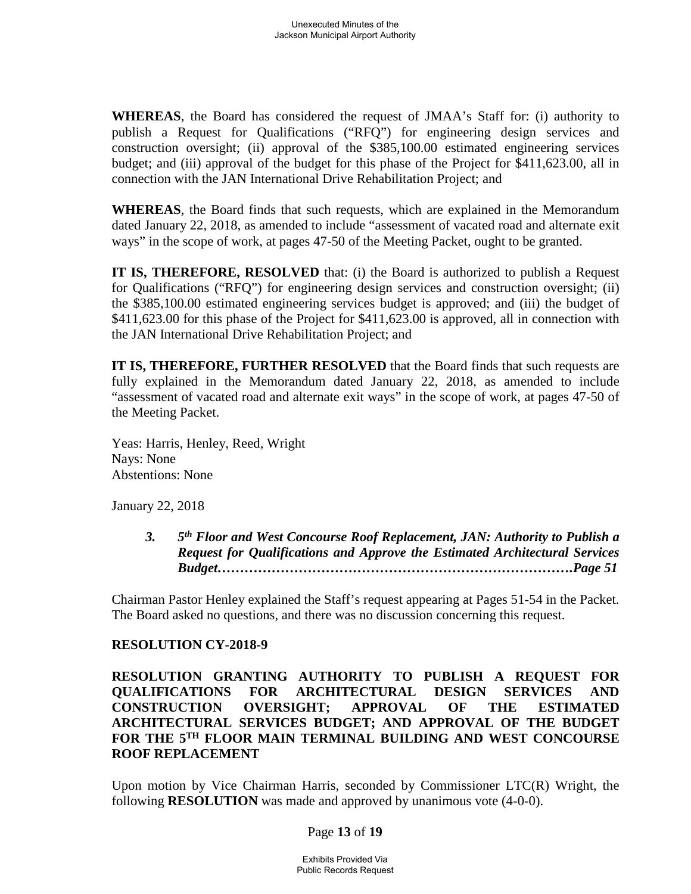**WHEREAS**, the Board has considered the request of JMAA's Staff for: (i) authority to publish a Request for Qualifications ("RFQ") for engineering design services and construction oversight; (ii) approval of the $385,100.00 estimated engineering services budget; and (iii) approval of the budget for this phase of the Project for $411,623.00, all in connection with the JAN International Drive Rehabilitation Project; and

**WHEREAS**, the Board finds that such requests, which are explained in the Memorandum dated January 22, 2018, as amended to include "assessment of vacated road and alternate exit ways" in the scope of work, at pages 47-50 of the Meeting Packet, ought to be granted.

**IT IS, THEREFORE, RESOLVED** that: (i) the Board is authorized to publish a Request for Qualifications ("RFQ") for engineering design services and construction oversight; (ii) the $385,100.00 estimated engineering services budget is approved; and (iii) the budget of $411,623.00 for this phase of the Project for $411,623.00 is approved, all in connection with the JAN International Drive Rehabilitation Project; and

**IT IS, THEREFORE, FURTHER RESOLVED** that the Board finds that such requests are fully explained in the Memorandum dated January 22, 2018, as amended to include "assessment of vacated road and alternate exit ways" in the scope of work, at pages 47-50 of the Meeting Packet.

Yeas: Harris, Henley, Reed, Wright
Nays: None
Abstentions: None

January 22, 2018

> ***3. 5th Floor and West Concourse Roof Replacement, JAN: Authority to Publish a Request for Qualifications and Approve the Estimated Architectural Services Budget……………………………………………………………………Page 51***

Chairman Pastor Henley explained the Staff's request appearing at Pages 51-54 in the Packet. The Board asked no questions, and there was no discussion concerning this request.

**RESOLUTION CY-2018-9**

**RESOLUTION GRANTING AUTHORITY TO PUBLISH A REQUEST FOR QUALIFICATIONS FOR ARCHITECTURAL DESIGN SERVICES AND CONSTRUCTION OVERSIGHT; APPROVAL OF THE ESTIMATED ARCHITECTURAL SERVICES BUDGET; AND APPROVAL OF THE BUDGET FOR THE 5TH FLOOR MAIN TERMINAL BUILDING AND WEST CONCOURSE ROOF REPLACEMENT**

Upon motion by Vice Chairman Harris, seconded by Commissioner LTC(R) Wright, the following **RESOLUTION** was made and approved by unanimous vote (4-0-0).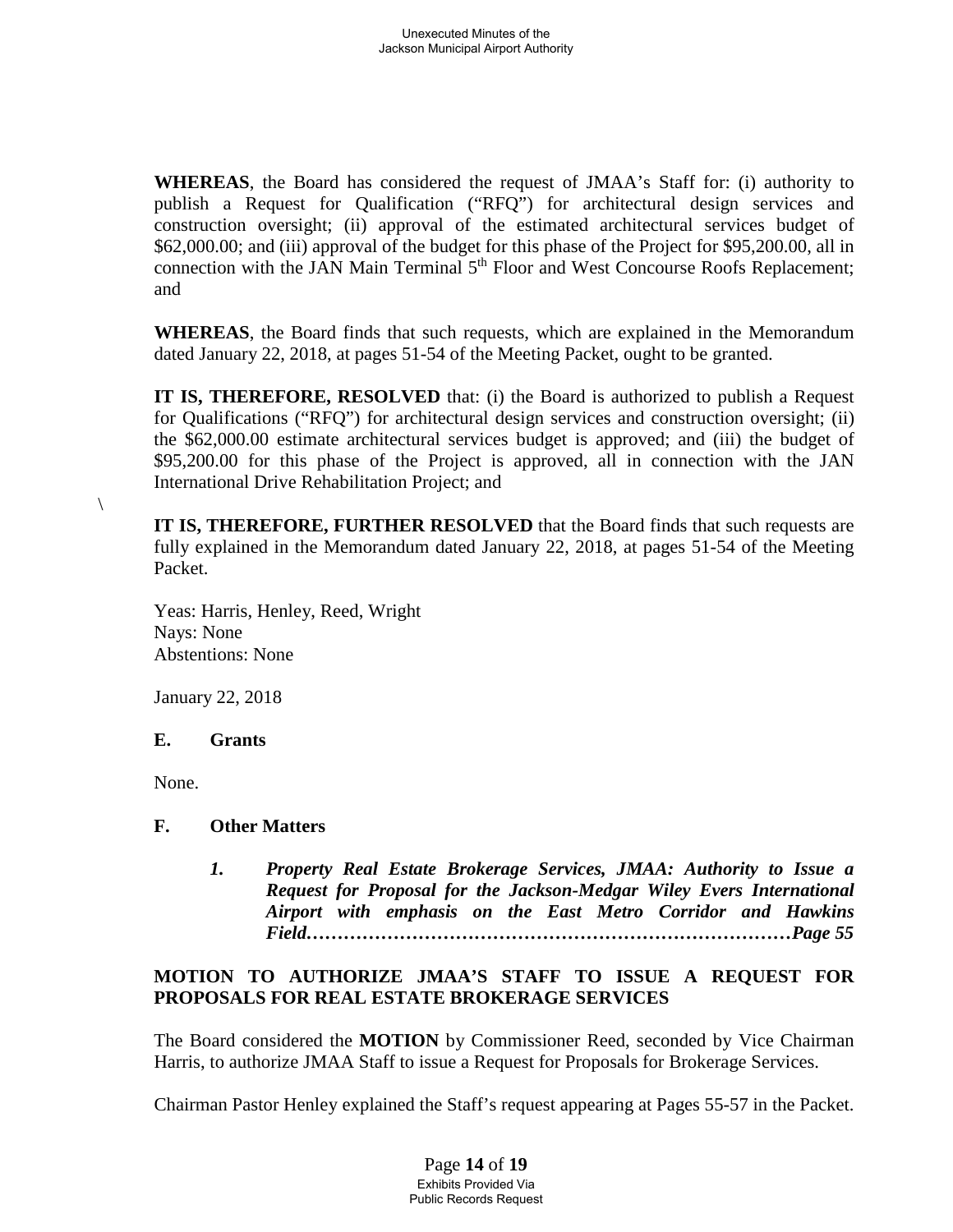**WHEREAS**, the Board has considered the request of JMAA's Staff for: (i) authority to publish a Request for Qualification ("RFQ") for architectural design services and construction oversight; (ii) approval of the estimated architectural services budget of \$62,000.00; and (iii) approval of the budget for this phase of the Project for \$95,200.00, all in connection with the JAN Main Terminal 5th Floor and West Concourse Roofs Replacement; and

**WHEREAS**, the Board finds that such requests, which are explained in the Memorandum dated January 22, 2018, at pages 51-54 of the Meeting Packet, ought to be granted.

**IT IS, THEREFORE, RESOLVED** that: (i) the Board is authorized to publish a Request for Qualifications ("RFQ") for architectural design services and construction oversight; (ii) the \$62,000.00 estimate architectural services budget is approved; and (iii) the budget of \$95,200.00 for this phase of the Project is approved, all in connection with the JAN International Drive Rehabilitation Project; and

\

**IT IS, THEREFORE, FURTHER RESOLVED** that the Board finds that such requests are fully explained in the Memorandum dated January 22, 2018, at pages 51-54 of the Meeting Packet.

Yeas: Harris, Henley, Reed, Wright
Nays: None
Abstentions: None

January 22, 2018

**E. Grants**

None.

**F. Other Matters**

*1. **Property Real Estate Brokerage Services, JMAA: Authority to Issue a Request for Proposal for the Jackson-Medgar Wiley Evers International Airport with emphasis on the East Metro Corridor and Hawkins Field……………………………………………………………………Page 55***

**MOTION TO AUTHORIZE JMAA'S STAFF TO ISSUE A REQUEST FOR PROPOSALS FOR REAL ESTATE BROKERAGE SERVICES**

The Board considered the **MOTION** by Commissioner Reed, seconded by Vice Chairman Harris, to authorize JMAA Staff to issue a Request for Proposals for Brokerage Services.

Chairman Pastor Henley explained the Staff's request appearing at Pages 55-57 in the Packet.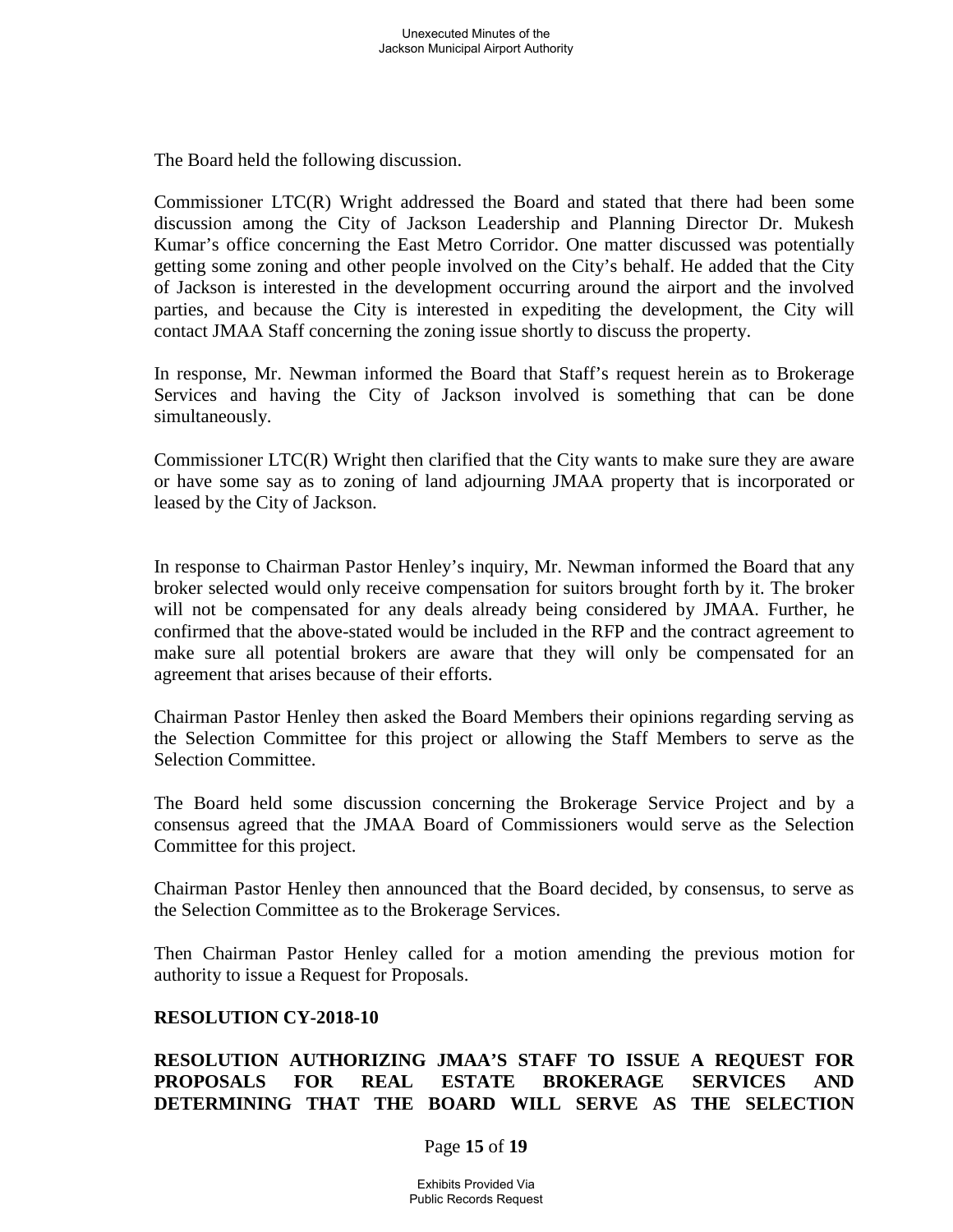The Board held the following discussion.

Commissioner LTC(R) Wright addressed the Board and stated that there had been some discussion among the City of Jackson Leadership and Planning Director Dr. Mukesh Kumar's office concerning the East Metro Corridor. One matter discussed was potentially getting some zoning and other people involved on the City's behalf. He added that the City of Jackson is interested in the development occurring around the airport and the involved parties, and because the City is interested in expediting the development, the City will contact JMAA Staff concerning the zoning issue shortly to discuss the property.

In response, Mr. Newman informed the Board that Staff's request herein as to Brokerage Services and having the City of Jackson involved is something that can be done simultaneously.

Commissioner LTC(R) Wright then clarified that the City wants to make sure they are aware or have some say as to zoning of land adjourning JMAA property that is incorporated or leased by the City of Jackson.

In response to Chairman Pastor Henley's inquiry, Mr. Newman informed the Board that any broker selected would only receive compensation for suitors brought forth by it. The broker will not be compensated for any deals already being considered by JMAA. Further, he confirmed that the above-stated would be included in the RFP and the contract agreement to make sure all potential brokers are aware that they will only be compensated for an agreement that arises because of their efforts.

Chairman Pastor Henley then asked the Board Members their opinions regarding serving as the Selection Committee for this project or allowing the Staff Members to serve as the Selection Committee.

The Board held some discussion concerning the Brokerage Service Project and by a consensus agreed that the JMAA Board of Commissioners would serve as the Selection Committee for this project.

Chairman Pastor Henley then announced that the Board decided, by consensus, to serve as the Selection Committee as to the Brokerage Services.

Then Chairman Pastor Henley called for a motion amending the previous motion for authority to issue a Request for Proposals.

**RESOLUTION CY-2018-10**

**RESOLUTION AUTHORIZING JMAA'S STAFF TO ISSUE A REQUEST FOR PROPOSALS FOR REAL ESTATE BROKERAGE SERVICES AND DETERMINING THAT THE BOARD WILL SERVE AS THE SELECTION**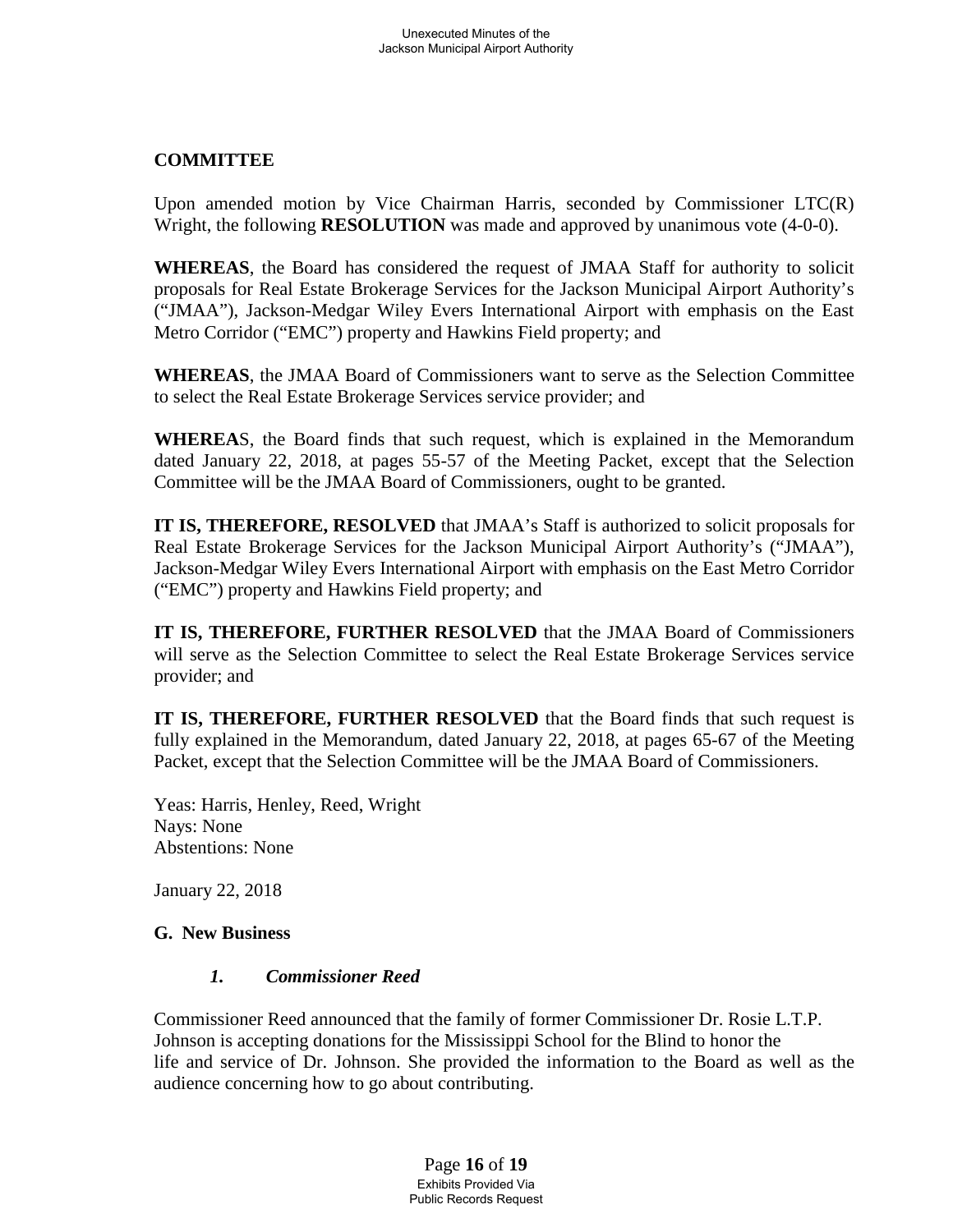**COMMITTEE**

Upon amended motion by Vice Chairman Harris, seconded by Commissioner LTC(R) Wright, the following **RESOLUTION** was made and approved by unanimous vote (4-0-0).

**WHEREAS**, the Board has considered the request of JMAA Staff for authority to solicit proposals for Real Estate Brokerage Services for the Jackson Municipal Airport Authority's ("JMAA"), Jackson-Medgar Wiley Evers International Airport with emphasis on the East Metro Corridor ("EMC") property and Hawkins Field property; and

**WHEREAS**, the JMAA Board of Commissioners want to serve as the Selection Committee to select the Real Estate Brokerage Services service provider; and

**WHEREA**S, the Board finds that such request, which is explained in the Memorandum dated January 22, 2018, at pages 55-57 of the Meeting Packet, except that the Selection Committee will be the JMAA Board of Commissioners, ought to be granted.

**IT IS, THEREFORE, RESOLVED** that JMAA's Staff is authorized to solicit proposals for Real Estate Brokerage Services for the Jackson Municipal Airport Authority's ("JMAA"), Jackson-Medgar Wiley Evers International Airport with emphasis on the East Metro Corridor ("EMC") property and Hawkins Field property; and

**IT IS, THEREFORE, FURTHER RESOLVED** that the JMAA Board of Commissioners will serve as the Selection Committee to select the Real Estate Brokerage Services service provider; and

**IT IS, THEREFORE, FURTHER RESOLVED** that the Board finds that such request is fully explained in the Memorandum, dated January 22, 2018, at pages 65-67 of the Meeting Packet, except that the Selection Committee will be the JMAA Board of Commissioners.

Yeas: Harris, Henley, Reed, Wright
Nays: None
Abstentions: None

January 22, 2018

**G. New Business**

***1. Commissioner Reed***

Commissioner Reed announced that the family of former Commissioner Dr. Rosie L.T.P. Johnson is accepting donations for the Mississippi School for the Blind to honor the life and service of Dr. Johnson. She provided the information to the Board as well as the audience concerning how to go about contributing.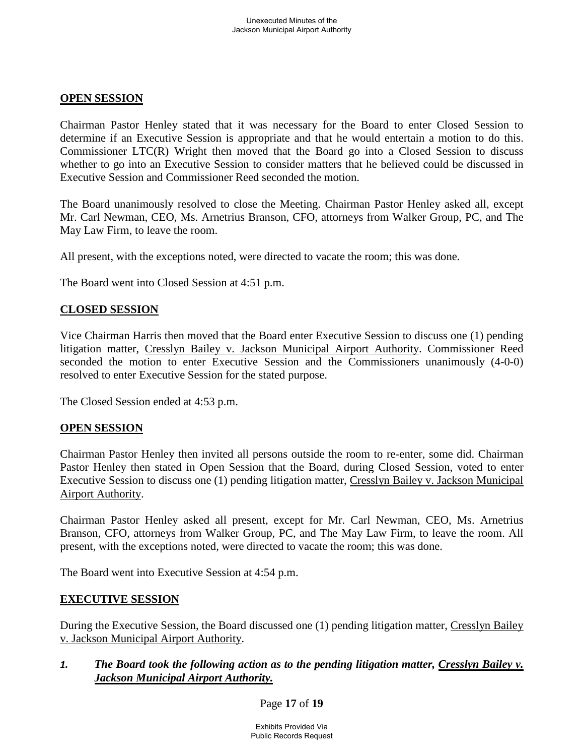## OPEN SESSION

Chairman Pastor Henley stated that it was necessary for the Board to enter Closed Session to determine if an Executive Session is appropriate and that he would entertain a motion to do this. Commissioner LTC(R) Wright then moved that the Board go into a Closed Session to discuss whether to go into an Executive Session to consider matters that he believed could be discussed in Executive Session and Commissioner Reed seconded the motion.

The Board unanimously resolved to close the Meeting. Chairman Pastor Henley asked all, except Mr. Carl Newman, CEO, Ms. Arnetrius Branson, CFO, attorneys from Walker Group, PC, and The May Law Firm, to leave the room.

All present, with the exceptions noted, were directed to vacate the room; this was done.

The Board went into Closed Session at 4:51 p.m.

## CLOSED SESSION

Vice Chairman Harris then moved that the Board enter Executive Session to discuss one (1) pending litigation matter, Cresslyn Bailey v. Jackson Municipal Airport Authority. Commissioner Reed seconded the motion to enter Executive Session and the Commissioners unanimously (4-0-0) resolved to enter Executive Session for the stated purpose.

The Closed Session ended at 4:53 p.m.

## OPEN SESSION

Chairman Pastor Henley then invited all persons outside the room to re-enter, some did. Chairman Pastor Henley then stated in Open Session that the Board, during Closed Session, voted to enter Executive Session to discuss one (1) pending litigation matter, Cresslyn Bailey v. Jackson Municipal Airport Authority.

Chairman Pastor Henley asked all present, except for Mr. Carl Newman, CEO, Ms. Arnetrius Branson, CFO, attorneys from Walker Group, PC, and The May Law Firm, to leave the room. All present, with the exceptions noted, were directed to vacate the room; this was done.

The Board went into Executive Session at 4:54 p.m.

## EXECUTIVE SESSION

During the Executive Session, the Board discussed one (1) pending litigation matter, Cresslyn Bailey v. Jackson Municipal Airport Authority.

1. ***The Board took the following action as to the pending litigation matter, Cresslyn Bailey v. Jackson Municipal Airport Authority.***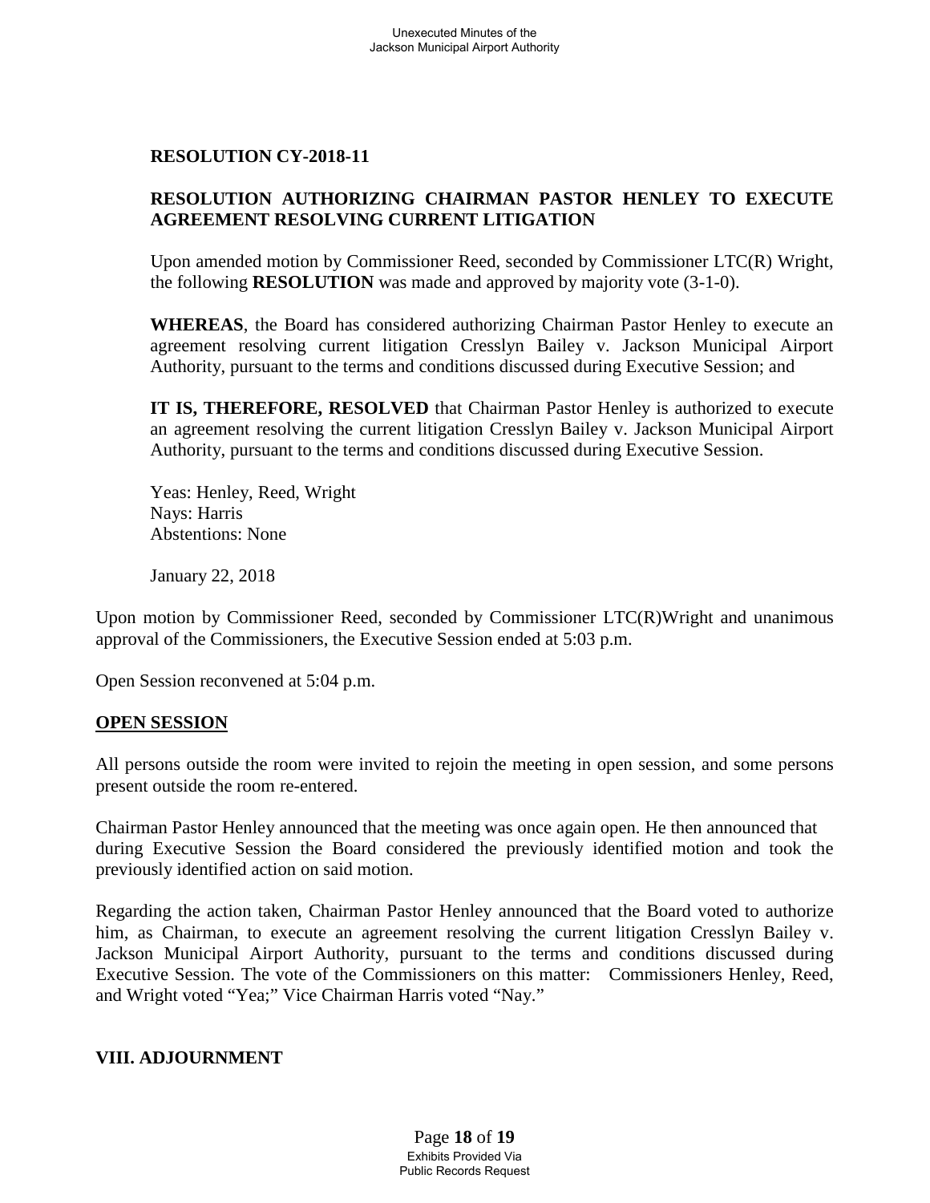**RESOLUTION CY-2018-11**

**RESOLUTION AUTHORIZING CHAIRMAN PASTOR HENLEY TO EXECUTE AGREEMENT RESOLVING CURRENT LITIGATION**

Upon amended motion by Commissioner Reed, seconded by Commissioner LTC(R) Wright, the following **RESOLUTION** was made and approved by majority vote (3-1-0).

**WHEREAS**, the Board has considered authorizing Chairman Pastor Henley to execute an agreement resolving current litigation Cresslyn Bailey v. Jackson Municipal Airport Authority, pursuant to the terms and conditions discussed during Executive Session; and

**IT IS, THEREFORE, RESOLVED** that Chairman Pastor Henley is authorized to execute an agreement resolving the current litigation Cresslyn Bailey v. Jackson Municipal Airport Authority, pursuant to the terms and conditions discussed during Executive Session.

Yeas: Henley, Reed, Wright
Nays: Harris
Abstentions: None

January 22, 2018

Upon motion by Commissioner Reed, seconded by Commissioner LTC(R)Wright and unanimous approval of the Commissioners, the Executive Session ended at 5:03 p.m.

Open Session reconvened at 5:04 p.m.

## OPEN SESSION

All persons outside the room were invited to rejoin the meeting in open session, and some persons present outside the room re-entered.

Chairman Pastor Henley announced that the meeting was once again open. He then announced that during Executive Session the Board considered the previously identified motion and took the previously identified action on said motion.

Regarding the action taken, Chairman Pastor Henley announced that the Board voted to authorize him, as Chairman, to execute an agreement resolving the current litigation Cresslyn Bailey v. Jackson Municipal Airport Authority, pursuant to the terms and conditions discussed during Executive Session. The vote of the Commissioners on this matter: Commissioners Henley, Reed, and Wright voted "Yea;" Vice Chairman Harris voted "Nay."

## VIII. ADJOURNMENT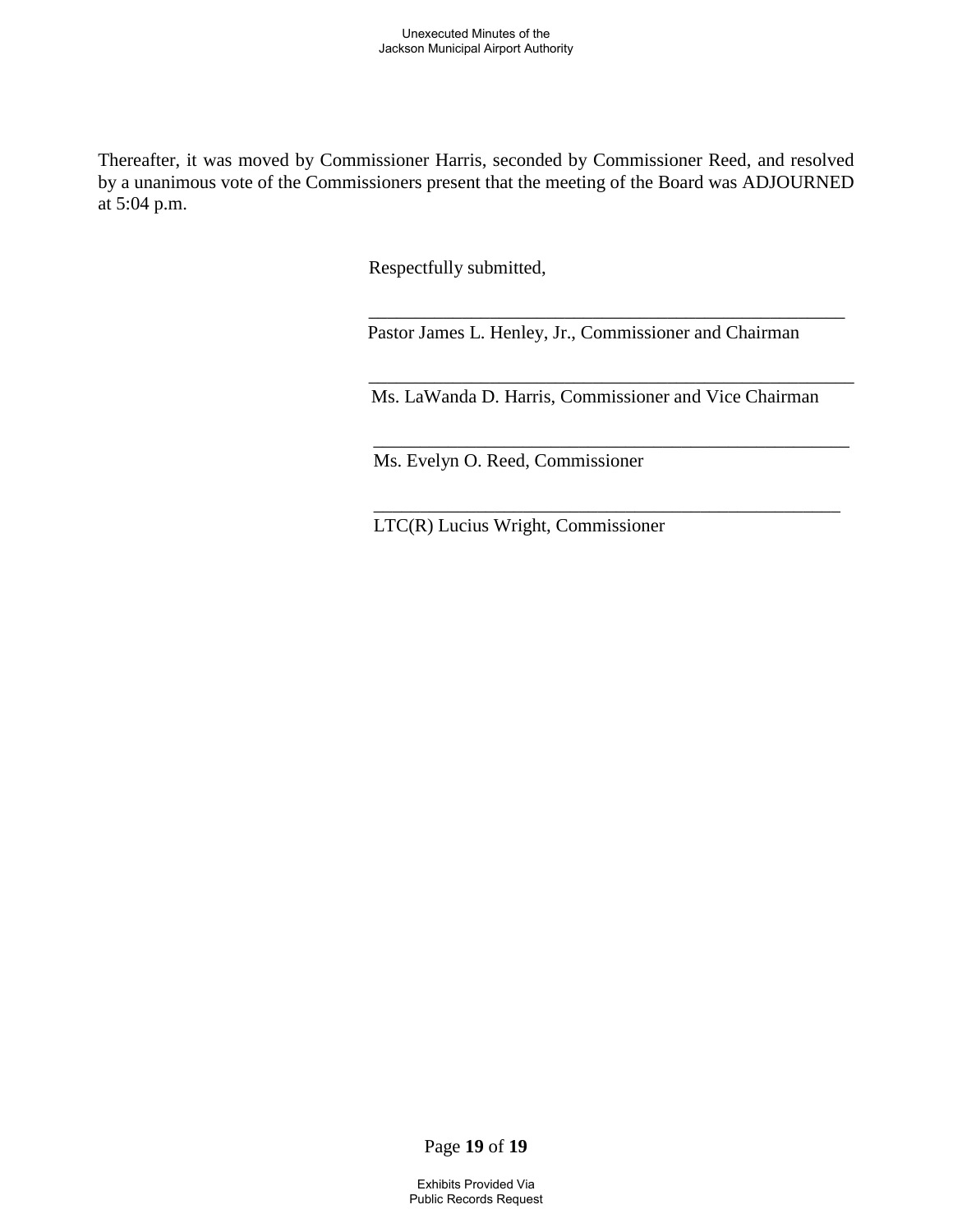Thereafter, it was moved by Commissioner Harris, seconded by Commissioner Reed, and resolved by a unanimous vote of the Commissioners present that the meeting of the Board was ADJOURNED at 5:04 p.m.

Respectfully submitted,

_____________________________________________________

Pastor James L. Henley, Jr., Commissioner and Chairman

_____________________________________________________

Ms. LaWanda D. Harris, Commissioner and Vice Chairman

_____________________________________________________

Ms. Evelyn O. Reed, Commissioner

_____________________________________________________

LTC(R) Lucius Wright, Commissioner

Exhibits Provided Via
Public Records Request